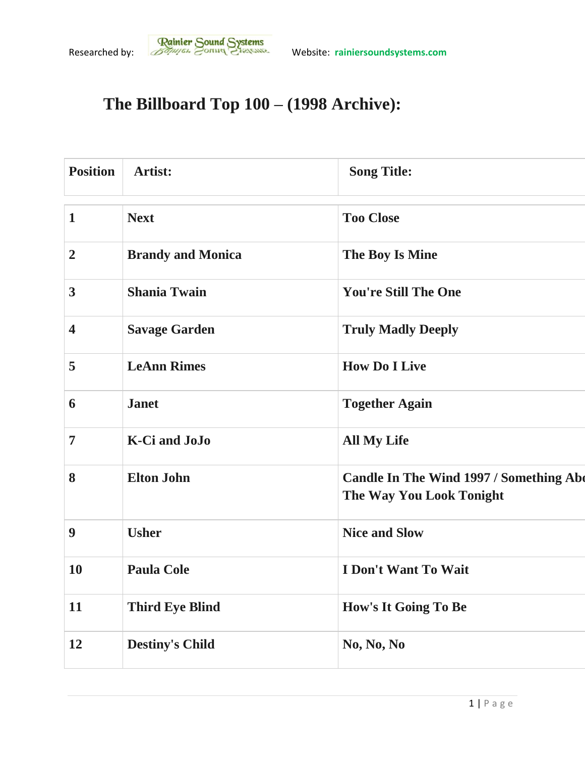Researched by: Rainier Sound Systems Website: rainiersoundsystems.com

# The Billboard Top 100 – (1998 Archive):

| Position | Artist: | Song Title: |
|---|---|---|
| 1 | Next | Too Close |
| 2 | Brandy and Monica | The Boy Is Mine |
| 3 | Shania Twain | You're Still The One |
| 4 | Savage Garden | Truly Madly Deeply |
| 5 | LeAnn Rimes | How Do I Live |
| 6 | Janet | Together Again |
| 7 | K-Ci and JoJo | All My Life |
| 8 | Elton John | Candle In The Wind 1997 / Something Abo The Way You Look Tonight |
| 9 | Usher | Nice and Slow |
| 10 | Paula Cole | I Don't Want To Wait |
| 11 | Third Eye Blind | How's It Going To Be |
| 12 | Destiny's Child | No, No, No |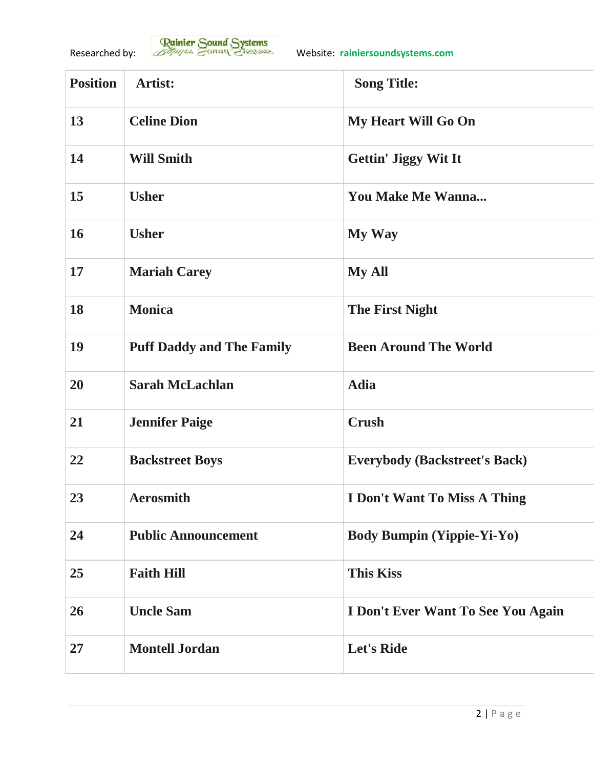Researched by: Rainier Sound Systems Website: **[riniersoundsystems.com]**

| Position | Artist: | Song Title: |
|---|---|---|
| 13 | Celine Dion | My Heart Will Go On |
| 14 | Will Smith | Gettin' Jiggy Wit It |
| 15 | Usher | You Make Me Wanna... |
| 16 | Usher | My Way |
| 17 | Mariah Carey | My All |
| 18 | Monica | The First Night |
| 19 | Puff Daddy and The Family | Been Around The World |
| 20 | Sarah McLachlan | Adia |
| 21 | Jennifer Paige | Crush |
| 22 | Backstreet Boys | Everybody (Backstreet's Back) |
| 23 | Aerosmith | I Don't Want To Miss A Thing |
| 24 | Public Announcement | Body Bumpin (Yippie-Yi-Yo) |
| 25 | Faith Hill | This Kiss |
| 26 | Uncle Sam | I Don't Ever Want To See You Again |
| 27 | Montell Jordan | Let's Ride |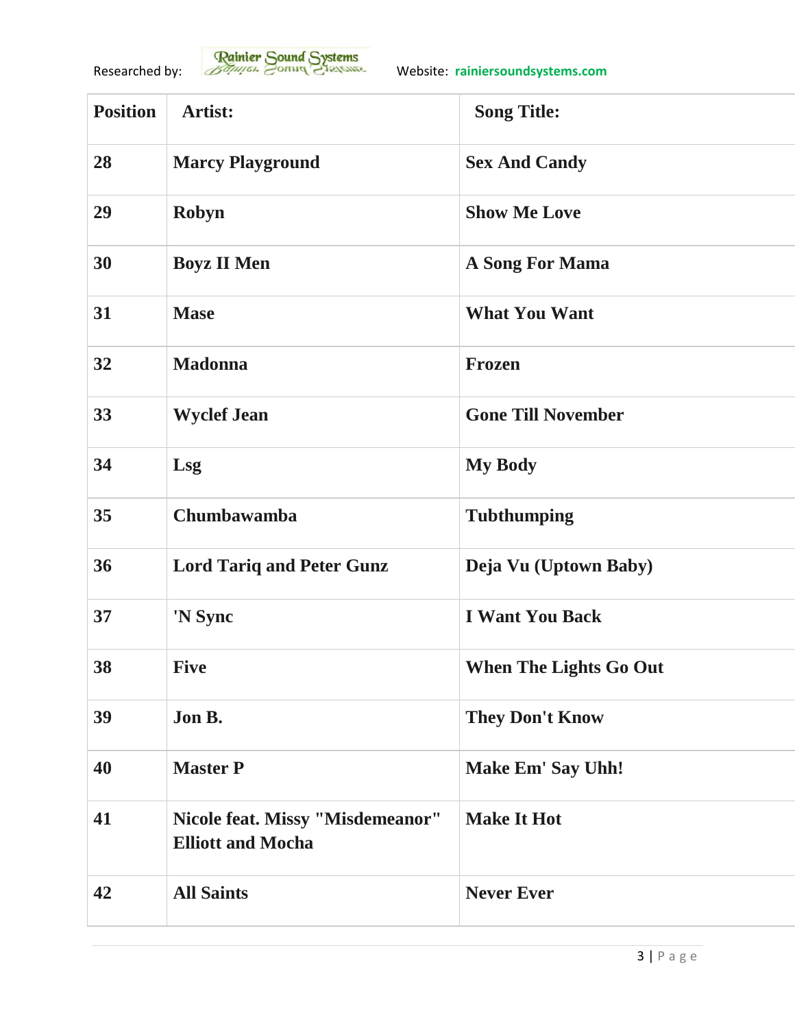Researched by: Rainier Sound Systems Website: rainiersoundsystems.com

| Position | Artist: | Song Title: |
|---|---|---|
| 28 | Marcy Playground | Sex And Candy |
| 29 | Robyn | Show Me Love |
| 30 | Boyz II Men | A Song For Mama |
| 31 | Mase | What You Want |
| 32 | Madonna | Frozen |
| 33 | Wyclef Jean | Gone Till November |
| 34 | Lsg | My Body |
| 35 | Chumbawamba | Tubthumping |
| 36 | Lord Tariq and Peter Gunz | Deja Vu (Uptown Baby) |
| 37 | 'N Sync | I Want You Back |
| 38 | Five | When The Lights Go Out |
| 39 | Jon B. | They Don't Know |
| 40 | Master P | Make Em' Say Uhh! |
| 41 | Nicole feat. Missy "Misdemeanor" Elliott and Mocha | Make It Hot |
| 42 | All Saints | Never Ever |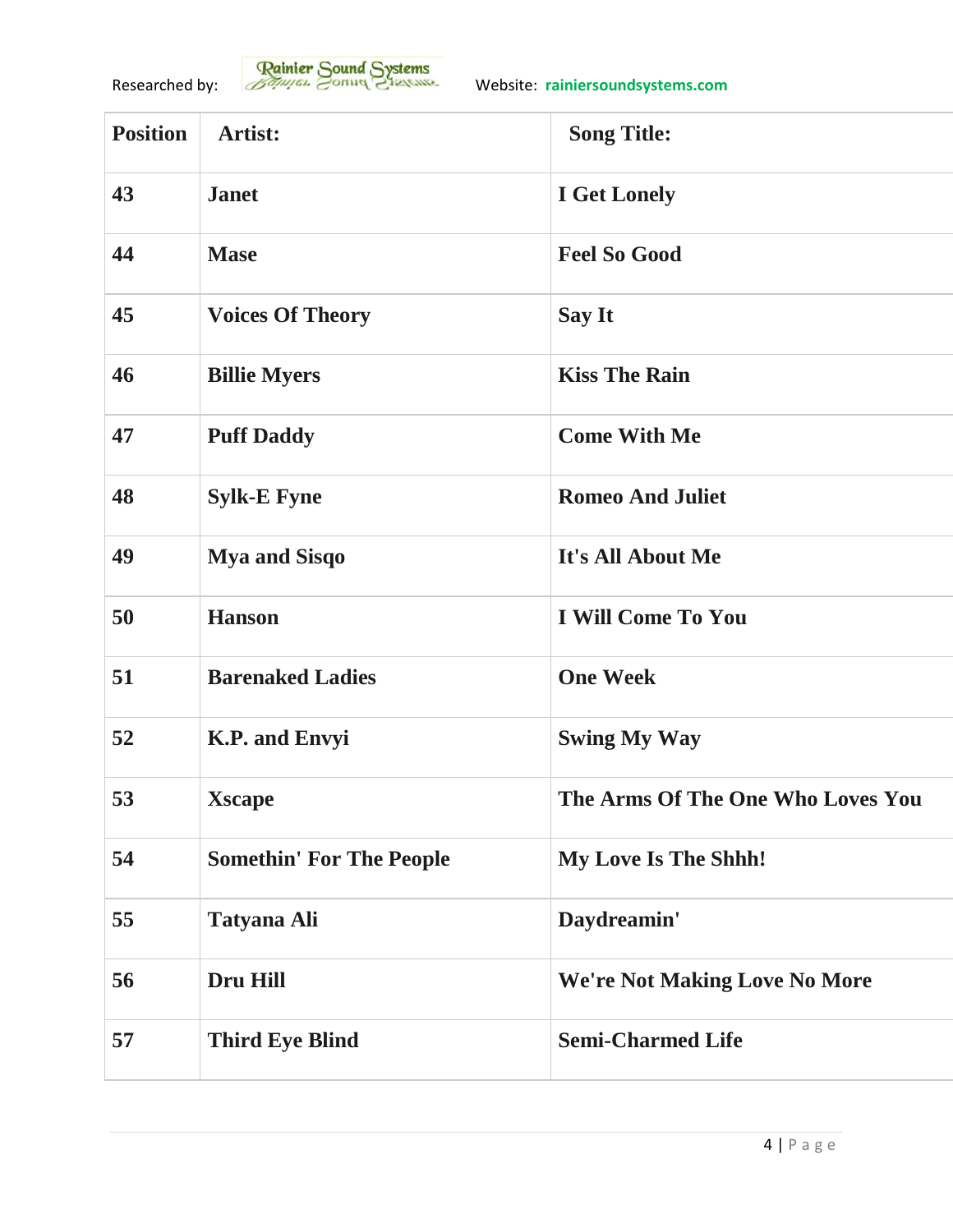Researched by: Rainier Sound Systems Website: rainiersoundsystems.com

| Position | Artist: | Song Title: |
|---|---|---|
| 43 | Janet | I Get Lonely |
| 44 | Mase | Feel So Good |
| 45 | Voices Of Theory | Say It |
| 46 | Billie Myers | Kiss The Rain |
| 47 | Puff Daddy | Come With Me |
| 48 | Sylk-E Fyne | Romeo And Juliet |
| 49 | Mya and Sisqo | It's All About Me |
| 50 | Hanson | I Will Come To You |
| 51 | Barenaked Ladies | One Week |
| 52 | K.P. and Envyi | Swing My Way |
| 53 | Xscape | The Arms Of The One Who Loves You |
| 54 | Somethin' For The People | My Love Is The Shhh! |
| 55 | Tatyana Ali | Daydreamin' |
| 56 | Dru Hill | We're Not Making Love No More |
| 57 | Third Eye Blind | Semi-Charmed Life |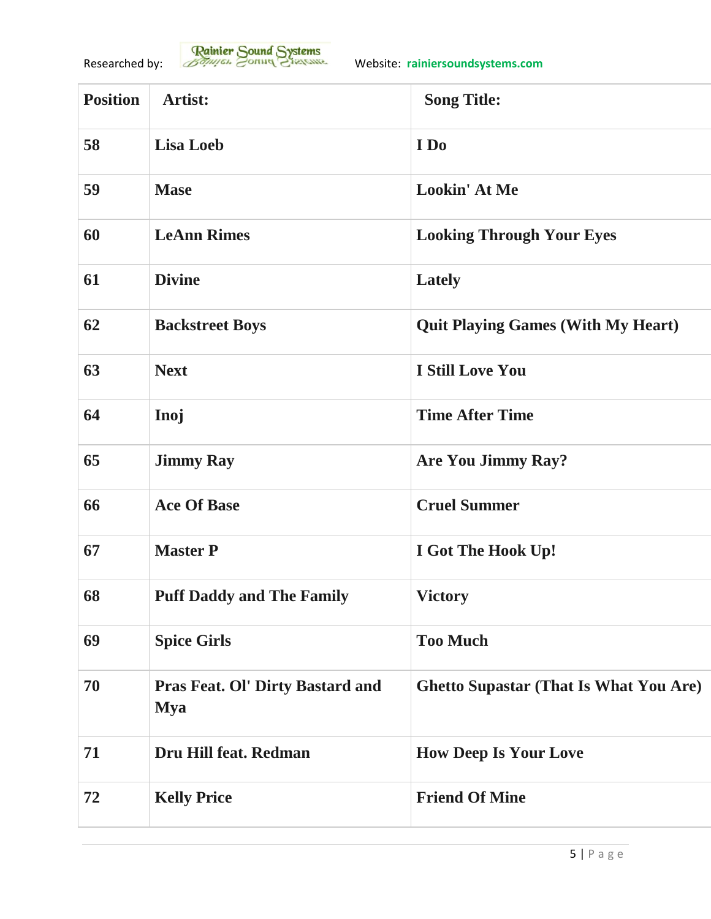Researched by: Rainier Sound Systems Website: rainiersoundsystems.com

| Position | Artist: | Song Title: |
|---|---|---|
| 58 | Lisa Loeb | I Do |
| 59 | Mase | Lookin' At Me |
| 60 | LeAnn Rimes | Looking Through Your Eyes |
| 61 | Divine | Lately |
| 62 | Backstreet Boys | Quit Playing Games (With My Heart) |
| 63 | Next | I Still Love You |
| 64 | Inoj | Time After Time |
| 65 | Jimmy Ray | Are You Jimmy Ray? |
| 66 | Ace Of Base | Cruel Summer |
| 67 | Master P | I Got The Hook Up! |
| 68 | Puff Daddy and The Family | Victory |
| 69 | Spice Girls | Too Much |
| 70 | Pras Feat. Ol' Dirty Bastard and Mya | Ghetto Supastar (That Is What You Are) |
| 71 | Dru Hill feat. Redman | How Deep Is Your Love |
| 72 | Kelly Price | Friend Of Mine |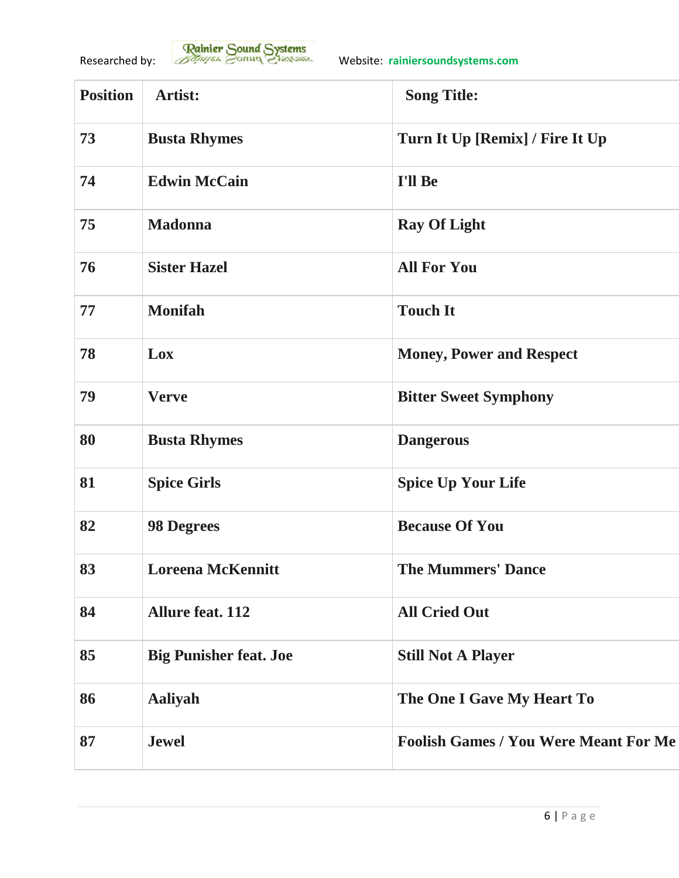Researched by: Rainier Sound Systems Website: rainiersoundsystems.com

| Position | Artist: | Song Title: |
| --- | --- | --- |
| 73 | Busta Rhymes | Turn It Up [Remix] / Fire It Up |
| 74 | Edwin McCain | I'll Be |
| 75 | Madonna | Ray Of Light |
| 76 | Sister Hazel | All For You |
| 77 | Monifah | Touch It |
| 78 | Lox | Money, Power and Respect |
| 79 | Verve | Bitter Sweet Symphony |
| 80 | Busta Rhymes | Dangerous |
| 81 | Spice Girls | Spice Up Your Life |
| 82 | 98 Degrees | Because Of You |
| 83 | Loreena McKennitt | The Mummers' Dance |
| 84 | Allure feat. 112 | All Cried Out |
| 85 | Big Punisher feat. Joe | Still Not A Player |
| 86 | Aaliyah | The One I Gave My Heart To |
| 87 | Jewel | Foolish Games / You Were Meant For Me |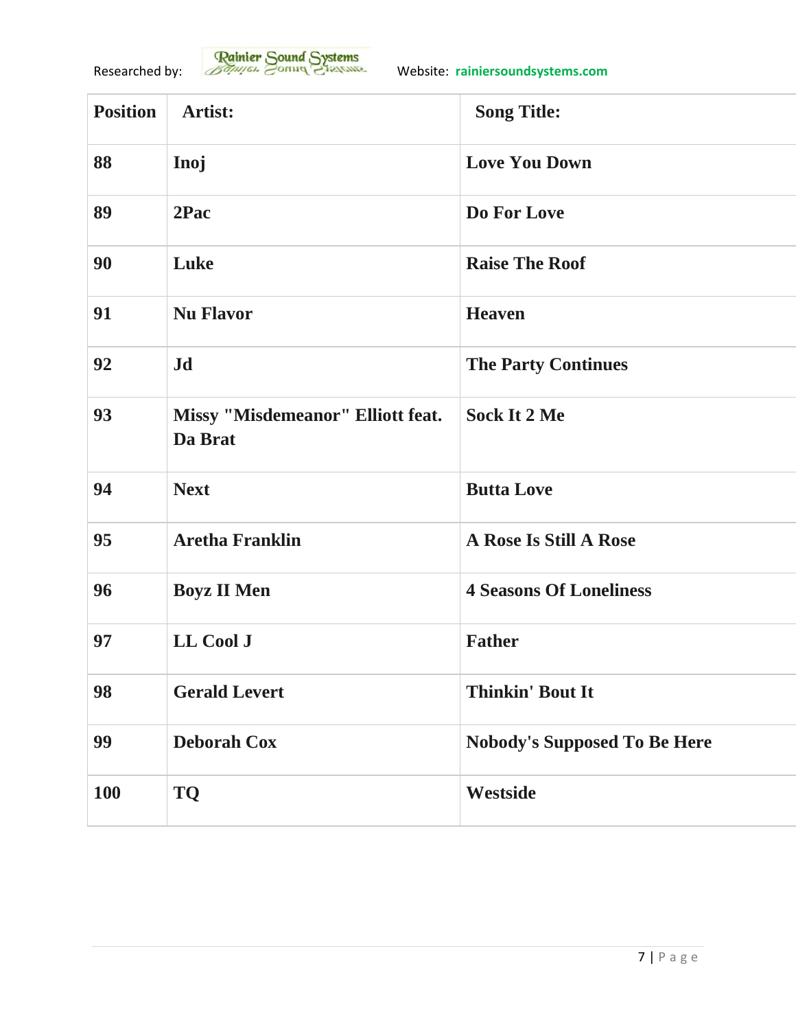| Position | Artist: | Song Title: |
|---|---|---|
| 88 | Inoj | Love You Down |
| 89 | 2Pac | Do For Love |
| 90 | Luke | Raise The Roof |
| 91 | Nu Flavor | Heaven |
| 92 | Jd | The Party Continues |
| 93 | Missy "Misdemeanor" Elliott feat. Da Brat | Sock It 2 Me |
| 94 | Next | Butta Love |
| 95 | Aretha Franklin | A Rose Is Still A Rose |
| 96 | Boyz II Men | 4 Seasons Of Loneliness |
| 97 | LL Cool J | Father |
| 98 | Gerald Levert | Thinkin' Bout It |
| 99 | Deborah Cox | Nobody's Supposed To Be Here |
| 100 | TQ | Westside |